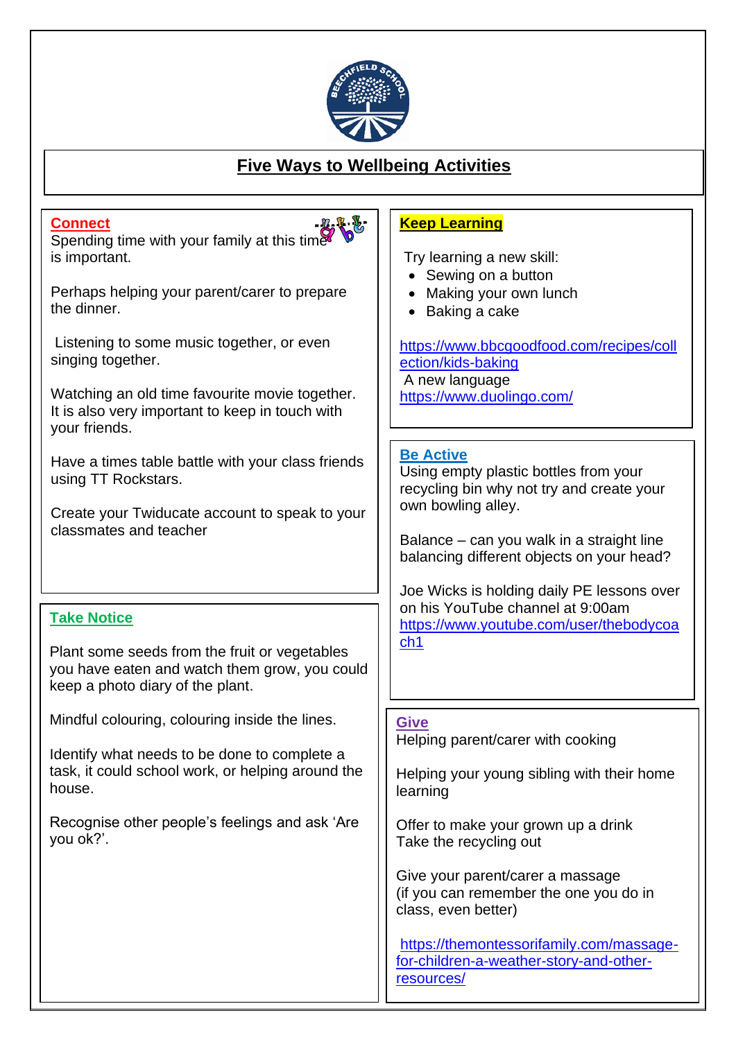# Five Ways to Wellbeing Activities

## Connect

Spending time with your family at this time is important.

Perhaps helping your parent/carer to prepare the dinner.

Listening to some music together, or even singing together.

Watching an old time favourite movie together. It is also very important to keep in touch with your friends.

Have a times table battle with your class friends using TT Rockstars.

Create your Twiducate account to speak to your classmates and teacher

## Take Notice

Plant some seeds from the fruit or vegetables you have eaten and watch them grow, you could keep a photo diary of the plant.

Mindful colouring, colouring inside the lines.

Identify what needs to be done to complete a task, it could school work, or helping around the house.

Recognise other people's feelings and ask 'Are you ok?'.

## Keep Learning

Try learning a new skill:

- Sewing on a button
- Making your own lunch
- Baking a cake

https://www.bbcgoodfood.com/recipes/collection/kids-baking

A new language
https://www.duolingo.com/

## Be Active

Using empty plastic bottles from your recycling bin why not try and create your own bowling alley.

Balance – can you walk in a straight line balancing different objects on your head?

Joe Wicks is holding daily PE lessons over on his YouTube channel at 9:00am
https://www.youtube.com/user/thebodycoach1

## Give

Helping parent/carer with cooking

Helping your young sibling with their home learning

Offer to make your grown up a drink
Take the recycling out

Give your parent/carer a massage
(if you can remember the one you do in class, even better)

https://themontessorifamily.com/massage-for-children-a-weather-story-and-other-resources/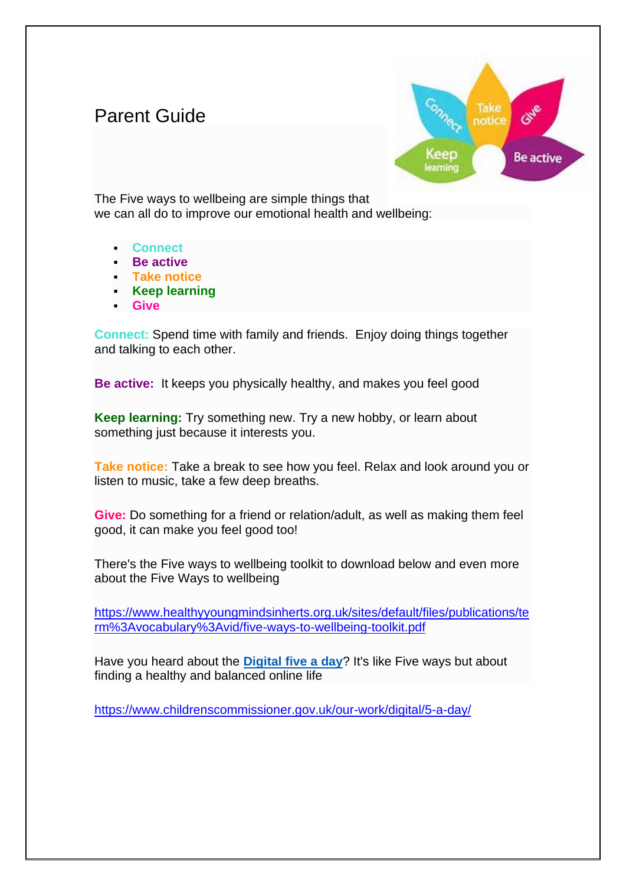# Parent Guide

The Five ways to wellbeing are simple things that we can all do to improve our emotional health and wellbeing:

- **Connect**
- **Be active**
- **Take notice**
- **Keep learning**
- **Give**

**Connect:** Spend time with family and friends. Enjoy doing things together and talking to each other.

**Be active:** It keeps you physically healthy, and makes you feel good

**Keep learning:** Try something new. Try a new hobby, or learn about something just because it interests you.

**Take notice:** Take a break to see how you feel. Relax and look around you or listen to music, take a few deep breaths.

**Give:** Do something for a friend or relation/adult, as well as making them feel good, it can make you feel good too!

There's the Five ways to wellbeing toolkit to download below and even more about the Five Ways to wellbeing

https://www.healthyyoungmindsinherts.org.uk/sites/default/files/publications/term%3Avocabulary%3Avid/five-ways-to-wellbeing-toolkit.pdf

Have you heard about the **Digital five a day**? It's like Five ways but about finding a healthy and balanced online life

https://www.childrenscommissioner.gov.uk/our-work/digital/5-a-day/